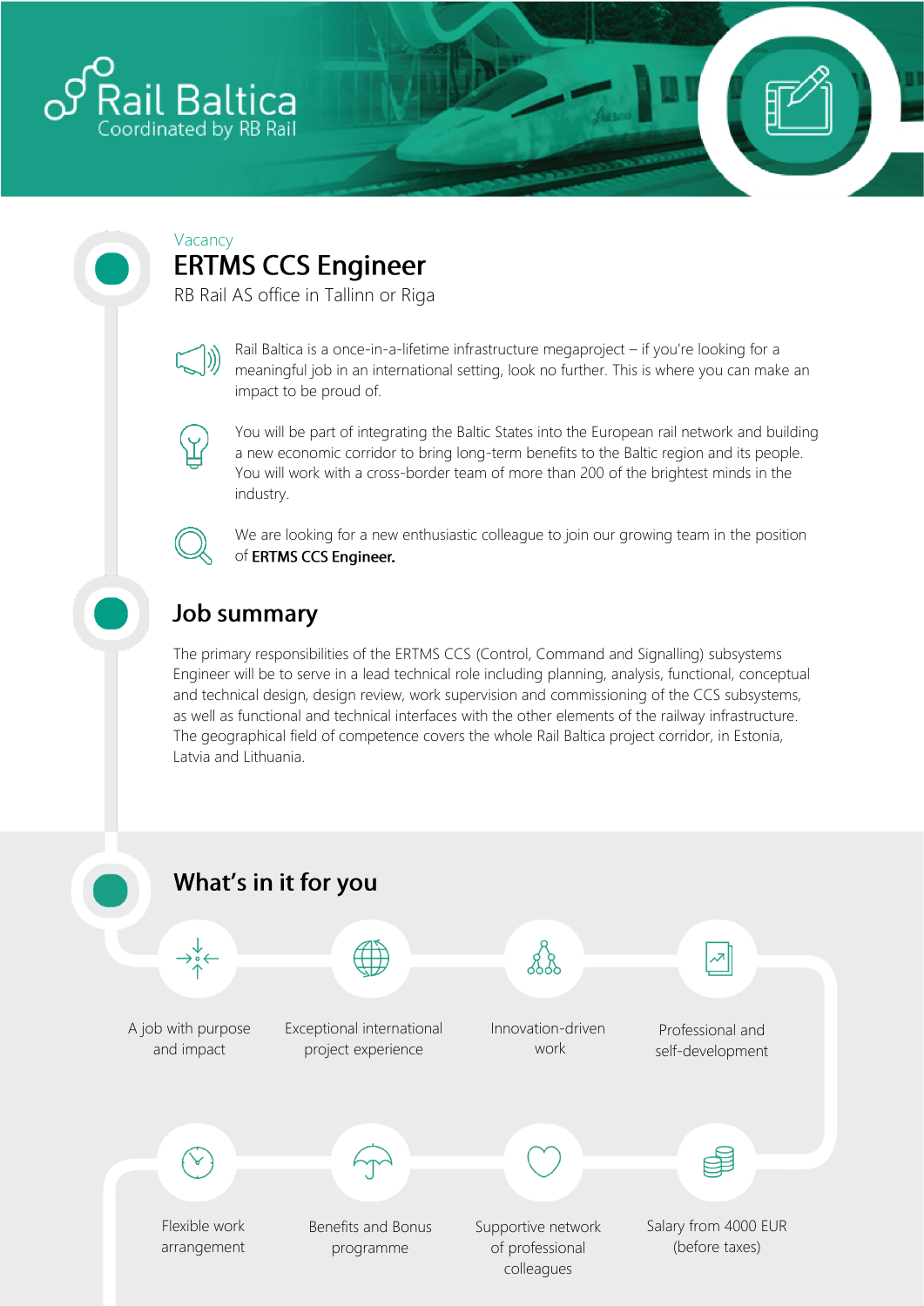Rail Baltica
Coordinated by RB Rail

Vacancy

# ERTMS CCS Engineer

RB Rail AS office in Tallinn or Riga

Rail Baltica is a once-in-a-lifetime infrastructure megaproject – if you're looking for a meaningful job in an international setting, look no further. This is where you can make an impact to be proud of.

You will be part of integrating the Baltic States into the European rail network and building a new economic corridor to bring long-term benefits to the Baltic region and its people. You will work with a cross-border team of more than 200 of the brightest minds in the industry.

We are looking for a new enthusiastic colleague to join our growing team in the position of **ERTMS CCS Engineer.**

## Job summary

The primary responsibilities of the ERTMS CCS (Control, Command and Signalling) subsystems Engineer will be to serve in a lead technical role including planning, analysis, functional, conceptual and technical design, design review, work supervision and commissioning of the CCS subsystems, as well as functional and technical interfaces with the other elements of the railway infrastructure. The geographical field of competence covers the whole Rail Baltica project corridor, in Estonia, Latvia and Lithuania.

## What's in it for you

- A job with purpose and impact
- Exceptional international project experience
- Innovation-driven work
- Professional and self-development
- Flexible work arrangement
- Benefits and Bonus programme
- Supportive network of professional colleagues
- Salary from 4000 EUR (before taxes)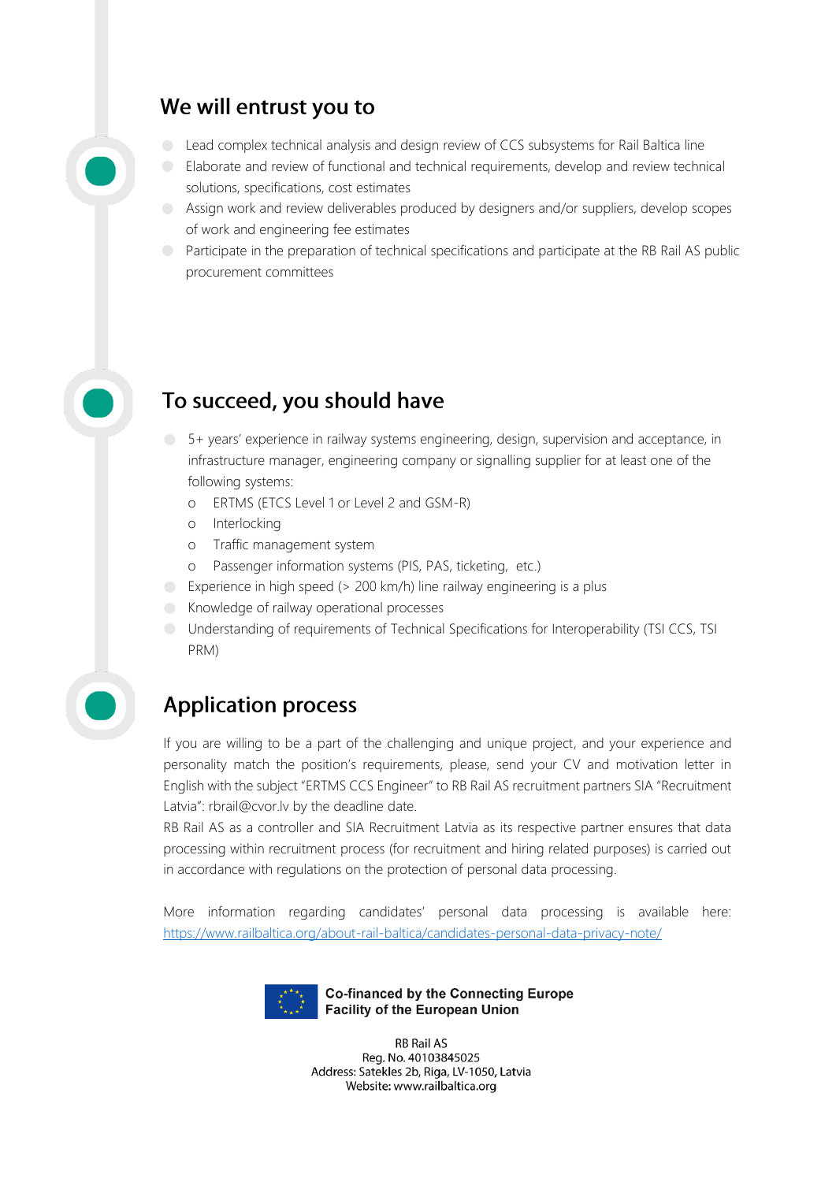## We will entrust you to

- Lead complex technical analysis and design review of CCS subsystems for Rail Baltica line
- Elaborate and review of functional and technical requirements, develop and review technical solutions, specifications, cost estimates
- Assign work and review deliverables produced by designers and/or suppliers, develop scopes of work and engineering fee estimates
- Participate in the preparation of technical specifications and participate at the RB Rail AS public procurement committees

## To succeed, you should have

- 5+ years' experience in railway systems engineering, design, supervision and acceptance, in infrastructure manager, engineering company or signalling supplier for at least one of the following systems:
  - ERTMS (ETCS Level 1 or Level 2 and GSM-R)
  - Interlocking
  - Traffic management system
  - Passenger information systems (PIS, PAS, ticketing, etc.)
- Experience in high speed (> 200 km/h) line railway engineering is a plus
- Knowledge of railway operational processes
- Understanding of requirements of Technical Specifications for Interoperability (TSI CCS, TSI PRM)

## Application process

If you are willing to be a part of the challenging and unique project, and your experience and personality match the position's requirements, please, send your CV and motivation letter in English with the subject "ERTMS CCS Engineer" to RB Rail AS recruitment partners SIA "Recruitment Latvia": rbrail@cvor.lv by the deadline date.

RB Rail AS as a controller and SIA Recruitment Latvia as its respective partner ensures that data processing within recruitment process (for recruitment and hiring related purposes) is carried out in accordance with regulations on the protection of personal data processing.

More information regarding candidates' personal data processing is available here: https://www.railbaltica.org/about-rail-baltica/candidates-personal-data-privacy-note/

**Co-financed by the Connecting Europe Facility of the European Union**

RB Rail AS
Reg. No. 40103845025
Address: Satekles 2b, Riga, LV-1050, Latvia
Website: www.railbaltica.org